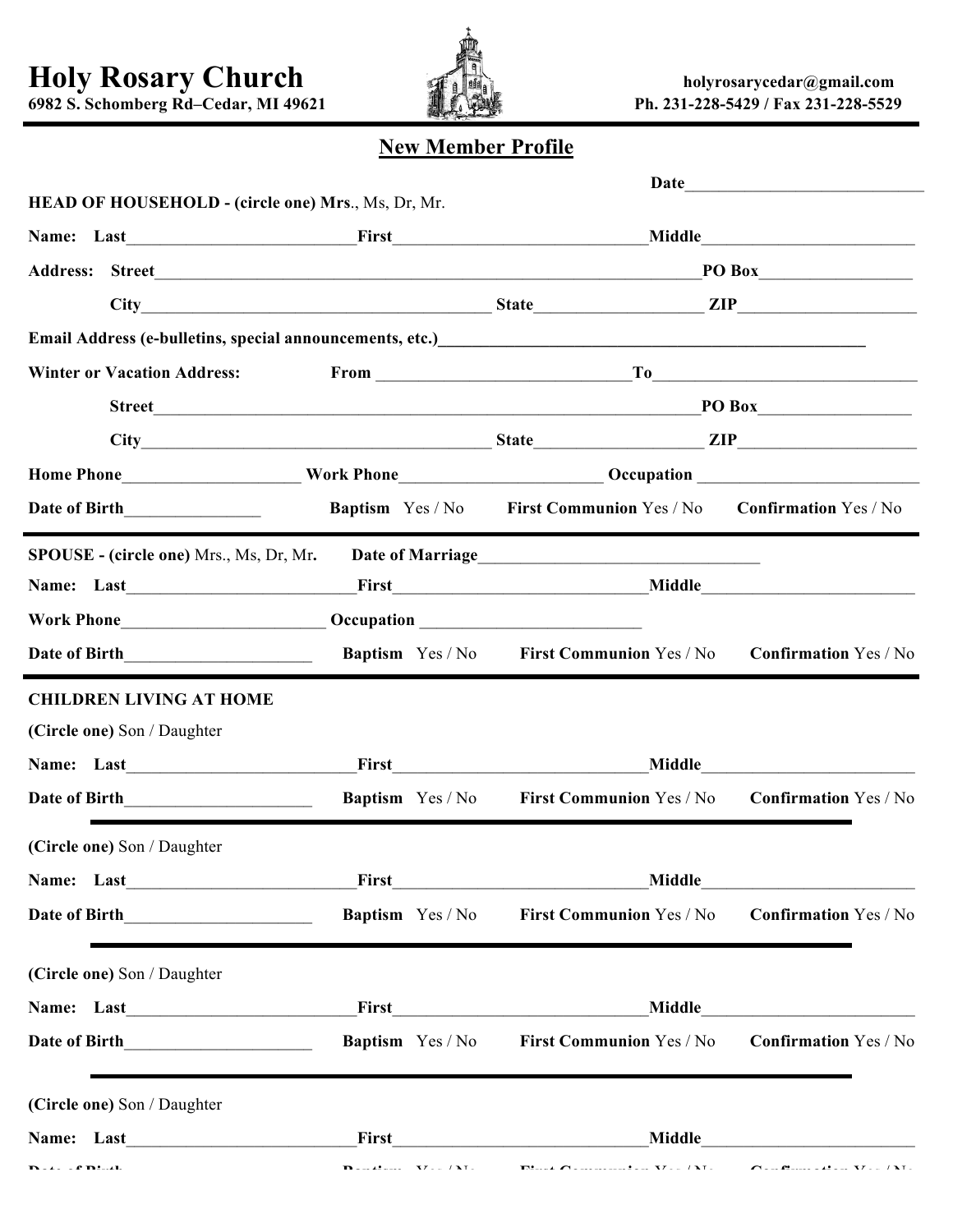# Holy Rosary Church

**6982 S. Schomberg Rd–Cedar, MI 49621**

**holyrosarycedar@gmail.com**
**Ph. 231-228-5429 / Fax 231-228-5529**

## New Member Profile

**Date**\_\_\_\_\_\_\_\_\_\_\_\_\_\_\_\_\_\_\_\_\_\_\_\_\_\_\_\_

**HEAD OF HOUSEHOLD - (circle one) Mrs**., Ms, Dr, Mr.

**Name: Last**\_\_\_\_\_\_\_\_\_\_\_\_\_\_\_\_\_\_\_\_\_\_\_\_\_\_\_**First**\_\_\_\_\_\_\_\_\_\_\_\_\_\_\_\_\_\_\_\_\_\_\_\_\_\_\_\_\_\_**Middle**\_\_\_\_\_\_\_\_\_\_\_\_\_\_\_\_\_\_\_\_\_\_\_\_\_

**Address: Street**\_\_\_\_\_\_\_\_\_\_\_\_\_\_\_\_\_\_\_\_\_\_\_\_\_\_\_\_\_\_\_\_\_\_\_\_\_\_\_\_\_\_\_\_\_\_\_\_\_\_\_\_\_\_\_\_\_\_\_\_\_\_**PO Box**\_\_\_\_\_\_\_\_\_\_\_\_\_\_\_\_\_\_

**City**\_\_\_\_\_\_\_\_\_\_\_\_\_\_\_\_\_\_\_\_\_\_\_\_\_\_\_\_\_\_\_\_\_\_\_\_\_\_\_\_\_ **State**\_\_\_\_\_\_\_\_\_\_\_\_\_\_\_\_\_\_\_\_ **ZIP**\_\_\_\_\_\_\_\_\_\_\_\_\_\_\_\_\_\_\_\_\_\_

**Email Address (e-bulletins, special announcements, etc.)**\_\_\_\_\_\_\_\_\_\_\_\_\_\_\_\_\_\_\_\_\_\_\_\_\_\_\_\_\_\_\_\_\_\_\_\_\_\_\_\_\_\_\_\_\_\_\_\_\_\_

**Winter or Vacation Address:** **From** \_\_\_\_\_\_\_\_\_\_\_\_\_\_\_\_\_\_\_\_\_\_\_\_\_\_\_\_\_\_**To**\_\_\_\_\_\_\_\_\_\_\_\_\_\_\_\_\_\_\_\_\_\_\_\_\_\_\_\_\_\_\_\_

**Street**\_\_\_\_\_\_\_\_\_\_\_\_\_\_\_\_\_\_\_\_\_\_\_\_\_\_\_\_\_\_\_\_\_\_\_\_\_\_\_\_\_\_\_\_\_\_\_\_\_\_\_\_\_\_\_\_\_\_\_\_\_\_**PO Box**\_\_\_\_\_\_\_\_\_\_\_\_\_\_\_\_\_\_

**City**\_\_\_\_\_\_\_\_\_\_\_\_\_\_\_\_\_\_\_\_\_\_\_\_\_\_\_\_\_\_\_\_\_\_\_\_\_\_\_\_\_ **State**\_\_\_\_\_\_\_\_\_\_\_\_\_\_\_\_\_\_\_\_ **ZIP**\_\_\_\_\_\_\_\_\_\_\_\_\_\_\_\_\_\_\_\_\_\_

**Home Phone**\_\_\_\_\_\_\_\_\_\_\_\_\_\_\_\_\_\_\_\_\_\_ **Work Phone**\_\_\_\_\_\_\_\_\_\_\_\_\_\_\_\_\_\_\_\_\_\_\_ **Occupation** \_\_\_\_\_\_\_\_\_\_\_\_\_\_\_\_\_\_\_\_\_\_\_\_\_\_\_

**Date of Birth**\_\_\_\_\_\_\_\_\_\_\_\_\_\_\_\_\_ **Baptism** Yes / No **First Communion** Yes / No **Confirmation** Yes / No

---

**SPOUSE - (circle one)** Mrs., Ms, Dr, Mr. **Date of Marriage**\_\_\_\_\_\_\_\_\_\_\_\_\_\_\_\_\_\_\_\_\_\_\_\_\_\_\_\_\_\_\_\_\_\_

**Name: Last**\_\_\_\_\_\_\_\_\_\_\_\_\_\_\_\_\_\_\_\_\_\_\_\_\_\_\_**First**\_\_\_\_\_\_\_\_\_\_\_\_\_\_\_\_\_\_\_\_\_\_\_\_\_\_\_\_\_\_**Middle**\_\_\_\_\_\_\_\_\_\_\_\_\_\_\_\_\_\_\_\_\_\_\_\_\_

**Work Phone**\_\_\_\_\_\_\_\_\_\_\_\_\_\_\_\_\_\_\_\_\_\_\_\_\_ **Occupation** \_\_\_\_\_\_\_\_\_\_\_\_\_\_\_\_\_\_\_\_\_\_\_\_\_\_

**Date of Birth**\_\_\_\_\_\_\_\_\_\_\_\_\_\_\_\_\_\_\_\_\_\_ **Baptism** Yes / No **First Communion** Yes / No **Confirmation** Yes / No

---

**CHILDREN LIVING AT HOME**

**(Circle one)** Son / Daughter

**Name: Last**\_\_\_\_\_\_\_\_\_\_\_\_\_\_\_\_\_\_\_\_\_\_\_\_\_\_\_**First**\_\_\_\_\_\_\_\_\_\_\_\_\_\_\_\_\_\_\_\_\_\_\_\_\_\_\_\_\_\_**Middle**\_\_\_\_\_\_\_\_\_\_\_\_\_\_\_\_\_\_\_\_\_\_\_\_\_

**Date of Birth**\_\_\_\_\_\_\_\_\_\_\_\_\_\_\_\_\_\_\_\_\_\_ **Baptism** Yes / No **First Communion** Yes / No **Confirmation** Yes / No

---

**(Circle one)** Son / Daughter

**Name: Last**\_\_\_\_\_\_\_\_\_\_\_\_\_\_\_\_\_\_\_\_\_\_\_\_\_\_\_**First**\_\_\_\_\_\_\_\_\_\_\_\_\_\_\_\_\_\_\_\_\_\_\_\_\_\_\_\_\_\_**Middle**\_\_\_\_\_\_\_\_\_\_\_\_\_\_\_\_\_\_\_\_\_\_\_\_\_

**Date of Birth**\_\_\_\_\_\_\_\_\_\_\_\_\_\_\_\_\_\_\_\_\_\_ **Baptism** Yes / No **First Communion** Yes / No **Confirmation** Yes / No

---

**(Circle one)** Son / Daughter

**Name: Last**\_\_\_\_\_\_\_\_\_\_\_\_\_\_\_\_\_\_\_\_\_\_\_\_\_\_\_**First**\_\_\_\_\_\_\_\_\_\_\_\_\_\_\_\_\_\_\_\_\_\_\_\_\_\_\_\_\_\_**Middle**\_\_\_\_\_\_\_\_\_\_\_\_\_\_\_\_\_\_\_\_\_\_\_\_\_

**Date of Birth**\_\_\_\_\_\_\_\_\_\_\_\_\_\_\_\_\_\_\_\_\_\_ **Baptism** Yes / No **First Communion** Yes / No **Confirmation** Yes / No

---

**(Circle one)** Son / Daughter

**Name: Last**\_\_\_\_\_\_\_\_\_\_\_\_\_\_\_\_\_\_\_\_\_\_\_\_\_\_\_**First**\_\_\_\_\_\_\_\_\_\_\_\_\_\_\_\_\_\_\_\_\_\_\_\_\_\_\_\_\_\_**Middle**\_\_\_\_\_\_\_\_\_\_\_\_\_\_\_\_\_\_\_\_\_\_\_\_\_

**Date of Birth** **Baptism** Yes / No **First Communion** Yes / No **Confirmation** Yes / No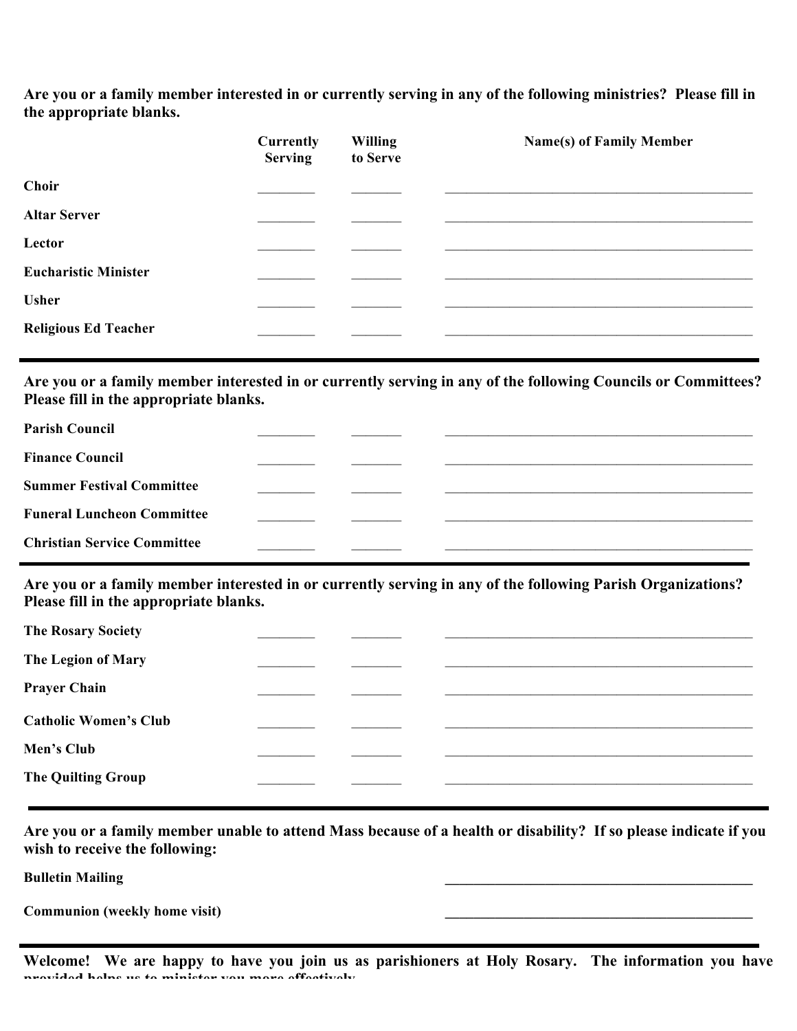**Are you or a family member interested in or currently serving in any of the following ministries? Please fill in the appropriate blanks.**

| | Currently Serving | Willing to Serve | Name(s) of Family Member |
|---|---|---|---|
| **Choir** | ________ | _______ | ___________________________________________ |
| **Altar Server** | ________ | _______ | ___________________________________________ |
| **Lector** | ________ | _______ | ___________________________________________ |
| **Eucharistic Minister** | ________ | _______ | ___________________________________________ |
| **Usher** | ________ | _______ | ___________________________________________ |
| **Religious Ed Teacher** | ________ | _______ | ___________________________________________ |

---

**Are you or a family member interested in or currently serving in any of the following Councils or Committees? Please fill in the appropriate blanks.**

| | | | |
|---|---|---|---|
| **Parish Council** | ________ | _______ | ___________________________________________ |
| **Finance Council** | ________ | _______ | ___________________________________________ |
| **Summer Festival Committee** | ________ | _______ | ___________________________________________ |
| **Funeral Luncheon Committee** | ________ | _______ | ___________________________________________ |
| **Christian Service Committee** | ________ | _______ | ___________________________________________ |

---

**Are you or a family member interested in or currently serving in any of the following Parish Organizations? Please fill in the appropriate blanks.**

| | | | |
|---|---|---|---|
| **The Rosary Society** | ________ | _______ | ___________________________________________ |
| **The Legion of Mary** | ________ | _______ | ___________________________________________ |
| **Prayer Chain** | ________ | _______ | ___________________________________________ |
| **Catholic Women's Club** | ________ | _______ | ___________________________________________ |
| **Men's Club** | ________ | _______ | ___________________________________________ |
| **The Quilting Group** | ________ | _______ | ___________________________________________ |

---

**Are you or a family member unable to attend Mass because of a health or disability? If so please indicate if you wish to receive the following:**

**Bulletin Mailing** ___________________________________________

**Communion (weekly home visit)** ___________________________________________

---

**Welcome! We are happy to have you join us as parishioners at Holy Rosary. The information you have provided helps us to minister you more effectively.**